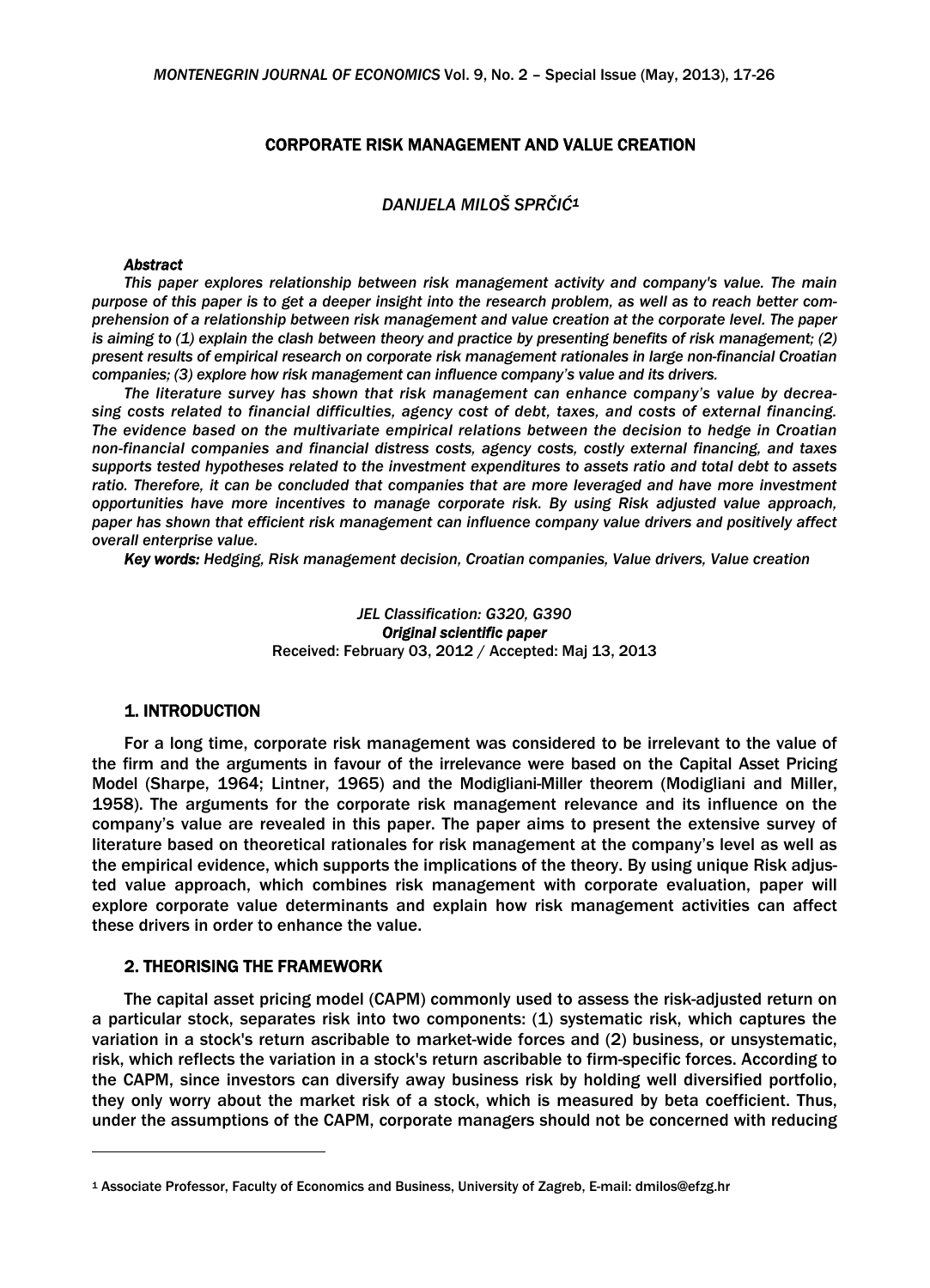# CORPORATE RISK MANAGEMENT AND VALUE CREATION

*DANIJELA MILOŠ SPRČIĆ*[1]

***Abstract***

*This paper explores relationship between risk management activity and company's value. The main purpose of this paper is to get a deeper insight into the research problem, as well as to reach better comprehension of a relationship between risk management and value creation at the corporate level. The paper is aiming to (1) explain the clash between theory and practice by presenting benefits of risk management; (2) present results of empirical research on corporate risk management rationales in large non-financial Croatian companies; (3) explore how risk management can influence company's value and its drivers.*

*The literature survey has shown that risk management can enhance company's value by decreasing costs related to financial difficulties, agency cost of debt, taxes, and costs of external financing. The evidence based on the multivariate empirical relations between the decision to hedge in Croatian non-financial companies and financial distress costs, agency costs, costly external financing, and taxes supports tested hypotheses related to the investment expenditures to assets ratio and total debt to assets ratio. Therefore, it can be concluded that companies that are more leveraged and have more investment opportunities have more incentives to manage corporate risk. By using Risk adjusted value approach, paper has shown that efficient risk management can influence company value drivers and positively affect overall enterprise value.*

***Key words:*** *Hedging, Risk management decision, Croatian companies, Value drivers, Value creation*

*JEL Classification: G320, G390*
***Original scientific paper***
Received: February 03, 2012 / Accepted: Maj 13, 2013

## 1. INTRODUCTION

For a long time, corporate risk management was considered to be irrelevant to the value of the firm and the arguments in favour of the irrelevance were based on the Capital Asset Pricing Model (Sharpe, 1964; Lintner, 1965) and the Modigliani-Miller theorem (Modigliani and Miller, 1958). The arguments for the corporate risk management relevance and its influence on the company's value are revealed in this paper. The paper aims to present the extensive survey of literature based on theoretical rationales for risk management at the company's level as well as the empirical evidence, which supports the implications of the theory. By using unique Risk adjusted value approach, which combines risk management with corporate evaluation, paper will explore corporate value determinants and explain how risk management activities can affect these drivers in order to enhance the value.

## 2. THEORISING THE FRAMEWORK

The capital asset pricing model (CAPM) commonly used to assess the risk-adjusted return on a particular stock, separates risk into two components: (1) systematic risk, which captures the variation in a stock's return ascribable to market-wide forces and (2) business, or unsystematic, risk, which reflects the variation in a stock's return ascribable to firm-specific forces. According to the CAPM, since investors can diversify away business risk by holding well diversified portfolio, they only worry about the market risk of a stock, which is measured by beta coefficient. Thus, under the assumptions of the CAPM, corporate managers should not be concerned with reducing

---

[1] Associate Professor, Faculty of Economics and Business, University of Zagreb, E-mail: dmilos@efzg.hr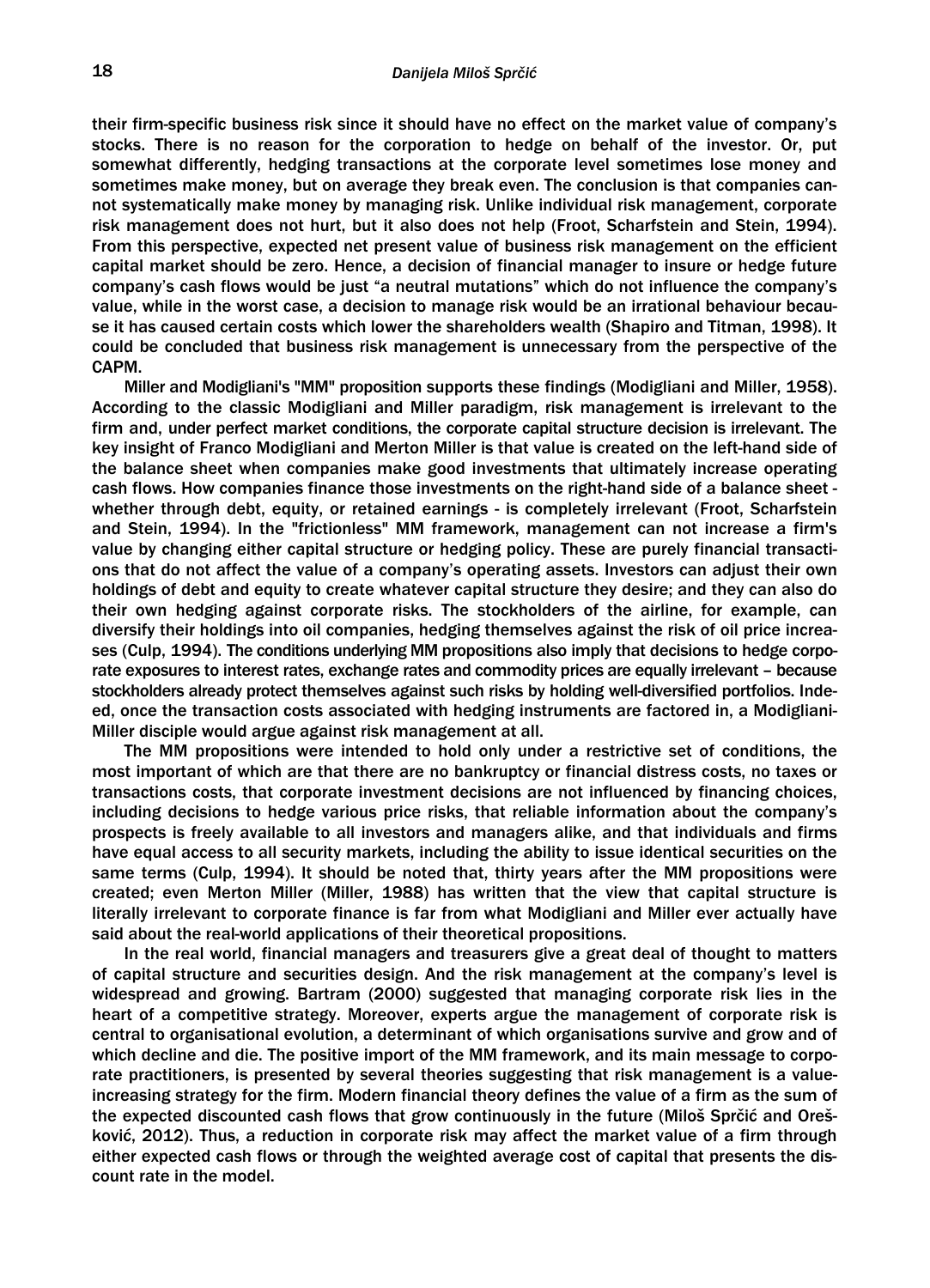their firm-specific business risk since it should have no effect on the market value of company's stocks. There is no reason for the corporation to hedge on behalf of the investor. Or, put somewhat differently, hedging transactions at the corporate level sometimes lose money and sometimes make money, but on average they break even. The conclusion is that companies cannot systematically make money by managing risk. Unlike individual risk management, corporate risk management does not hurt, but it also does not help (Froot, Scharfstein and Stein, 1994). From this perspective, expected net present value of business risk management on the efficient capital market should be zero. Hence, a decision of financial manager to insure or hedge future company's cash flows would be just "a neutral mutations" which do not influence the company's value, while in the worst case, a decision to manage risk would be an irrational behaviour because it has caused certain costs which lower the shareholders wealth (Shapiro and Titman, 1998). It could be concluded that business risk management is unnecessary from the perspective of the CAPM.

Miller and Modigliani's "MM" proposition supports these findings (Modigliani and Miller, 1958). According to the classic Modigliani and Miller paradigm, risk management is irrelevant to the firm and, under perfect market conditions, the corporate capital structure decision is irrelevant. The key insight of Franco Modigliani and Merton Miller is that value is created on the left-hand side of the balance sheet when companies make good investments that ultimately increase operating cash flows. How companies finance those investments on the right-hand side of a balance sheet - whether through debt, equity, or retained earnings - is completely irrelevant (Froot, Scharfstein and Stein, 1994). In the "frictionless" MM framework, management can not increase a firm's value by changing either capital structure or hedging policy. These are purely financial transactions that do not affect the value of a company's operating assets. Investors can adjust their own holdings of debt and equity to create whatever capital structure they desire; and they can also do their own hedging against corporate risks. The stockholders of the airline, for example, can diversify their holdings into oil companies, hedging themselves against the risk of oil price increases (Culp, 1994). The conditions underlying MM propositions also imply that decisions to hedge corporate exposures to interest rates, exchange rates and commodity prices are equally irrelevant – because stockholders already protect themselves against such risks by holding well-diversified portfolios. Indeed, once the transaction costs associated with hedging instruments are factored in, a Modigliani-Miller disciple would argue against risk management at all.

The MM propositions were intended to hold only under a restrictive set of conditions, the most important of which are that there are no bankruptcy or financial distress costs, no taxes or transactions costs, that corporate investment decisions are not influenced by financing choices, including decisions to hedge various price risks, that reliable information about the company's prospects is freely available to all investors and managers alike, and that individuals and firms have equal access to all security markets, including the ability to issue identical securities on the same terms (Culp, 1994). It should be noted that, thirty years after the MM propositions were created; even Merton Miller (Miller, 1988) has written that the view that capital structure is literally irrelevant to corporate finance is far from what Modigliani and Miller ever actually have said about the real-world applications of their theoretical propositions.

In the real world, financial managers and treasurers give a great deal of thought to matters of capital structure and securities design. And the risk management at the company's level is widespread and growing. Bartram (2000) suggested that managing corporate risk lies in the heart of a competitive strategy. Moreover, experts argue the management of corporate risk is central to organisational evolution, a determinant of which organisations survive and grow and of which decline and die. The positive import of the MM framework, and its main message to corporate practitioners, is presented by several theories suggesting that risk management is a value-increasing strategy for the firm. Modern financial theory defines the value of a firm as the sum of the expected discounted cash flows that grow continuously in the future (Miloš Sprčić and Orešković, 2012). Thus, a reduction in corporate risk may affect the market value of a firm through either expected cash flows or through the weighted average cost of capital that presents the discount rate in the model.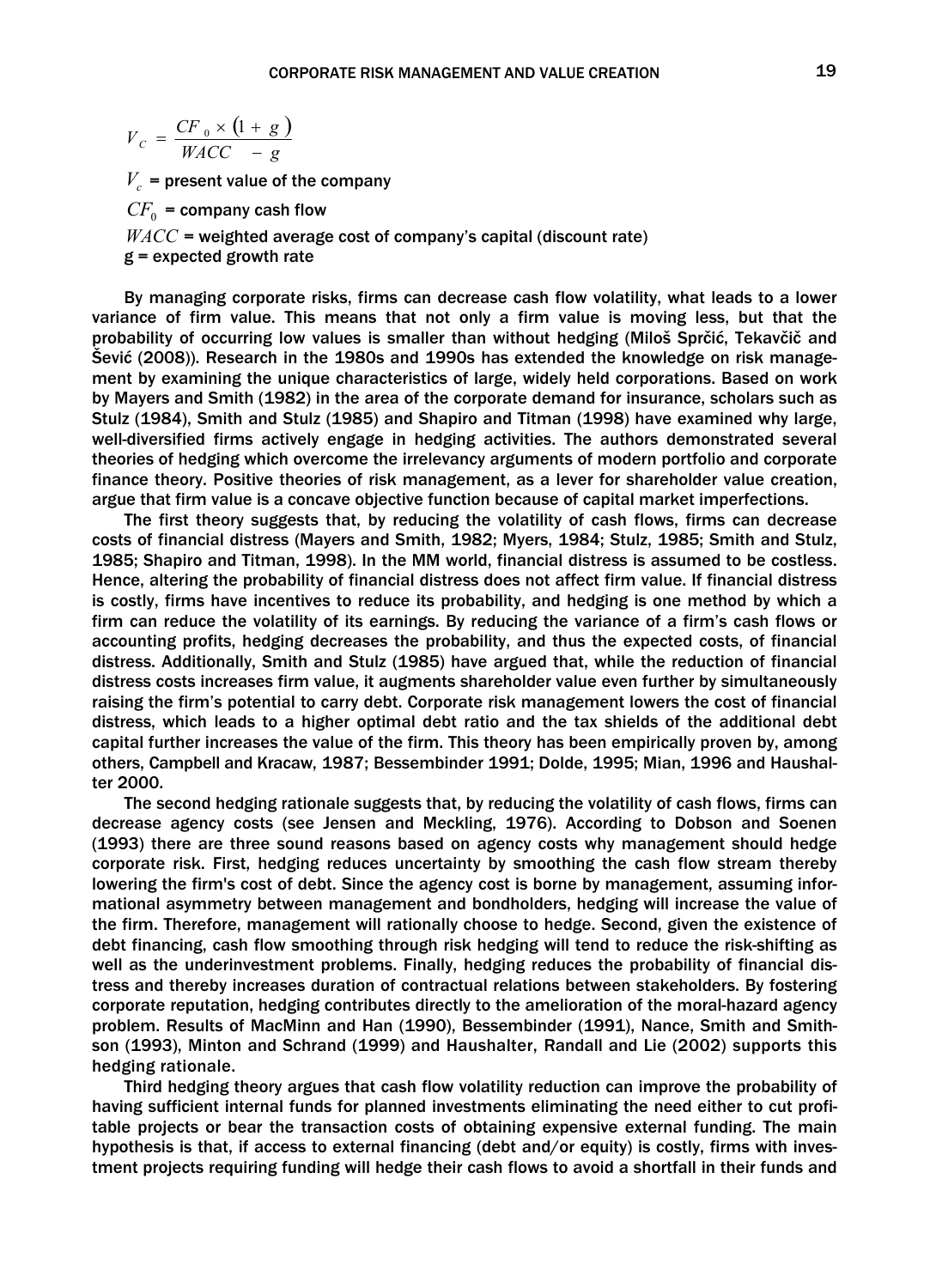$$V_C = \frac{CF_0 \times (1+g)}{WACC - g}$$

$V_c$ = present value of the company

$CF_0$ = company cash flow

$WACC$ = weighted average cost of company's capital (discount rate)

g = expected growth rate

By managing corporate risks, firms can decrease cash flow volatility, what leads to a lower variance of firm value. This means that not only a firm value is moving less, but that the probability of occurring low values is smaller than without hedging (Miloš Sprčić, Tekavčič and Šević (2008)). Research in the 1980s and 1990s has extended the knowledge on risk management by examining the unique characteristics of large, widely held corporations. Based on work by Mayers and Smith (1982) in the area of the corporate demand for insurance, scholars such as Stulz (1984), Smith and Stulz (1985) and Shapiro and Titman (1998) have examined why large, well-diversified firms actively engage in hedging activities. The authors demonstrated several theories of hedging which overcome the irrelevancy arguments of modern portfolio and corporate finance theory. Positive theories of risk management, as a lever for shareholder value creation, argue that firm value is a concave objective function because of capital market imperfections.

The first theory suggests that, by reducing the volatility of cash flows, firms can decrease costs of financial distress (Mayers and Smith, 1982; Myers, 1984; Stulz, 1985; Smith and Stulz, 1985; Shapiro and Titman, 1998). In the MM world, financial distress is assumed to be costless. Hence, altering the probability of financial distress does not affect firm value. If financial distress is costly, firms have incentives to reduce its probability, and hedging is one method by which a firm can reduce the volatility of its earnings. By reducing the variance of a firm's cash flows or accounting profits, hedging decreases the probability, and thus the expected costs, of financial distress. Additionally, Smith and Stulz (1985) have argued that, while the reduction of financial distress costs increases firm value, it augments shareholder value even further by simultaneously raising the firm's potential to carry debt. Corporate risk management lowers the cost of financial distress, which leads to a higher optimal debt ratio and the tax shields of the additional debt capital further increases the value of the firm. This theory has been empirically proven by, among others, Campbell and Kracaw, 1987; Bessembinder 1991; Dolde, 1995; Mian, 1996 and Haushalter 2000.

The second hedging rationale suggests that, by reducing the volatility of cash flows, firms can decrease agency costs (see Jensen and Meckling, 1976). According to Dobson and Soenen (1993) there are three sound reasons based on agency costs why management should hedge corporate risk. First, hedging reduces uncertainty by smoothing the cash flow stream thereby lowering the firm's cost of debt. Since the agency cost is borne by management, assuming informational asymmetry between management and bondholders, hedging will increase the value of the firm. Therefore, management will rationally choose to hedge. Second, given the existence of debt financing, cash flow smoothing through risk hedging will tend to reduce the risk-shifting as well as the underinvestment problems. Finally, hedging reduces the probability of financial distress and thereby increases duration of contractual relations between stakeholders. By fostering corporate reputation, hedging contributes directly to the amelioration of the moral-hazard agency problem. Results of MacMinn and Han (1990), Bessembinder (1991), Nance, Smith and Smithson (1993), Minton and Schrand (1999) and Haushalter, Randall and Lie (2002) supports this hedging rationale.

Third hedging theory argues that cash flow volatility reduction can improve the probability of having sufficient internal funds for planned investments eliminating the need either to cut profitable projects or bear the transaction costs of obtaining expensive external funding. The main hypothesis is that, if access to external financing (debt and/or equity) is costly, firms with investment projects requiring funding will hedge their cash flows to avoid a shortfall in their funds and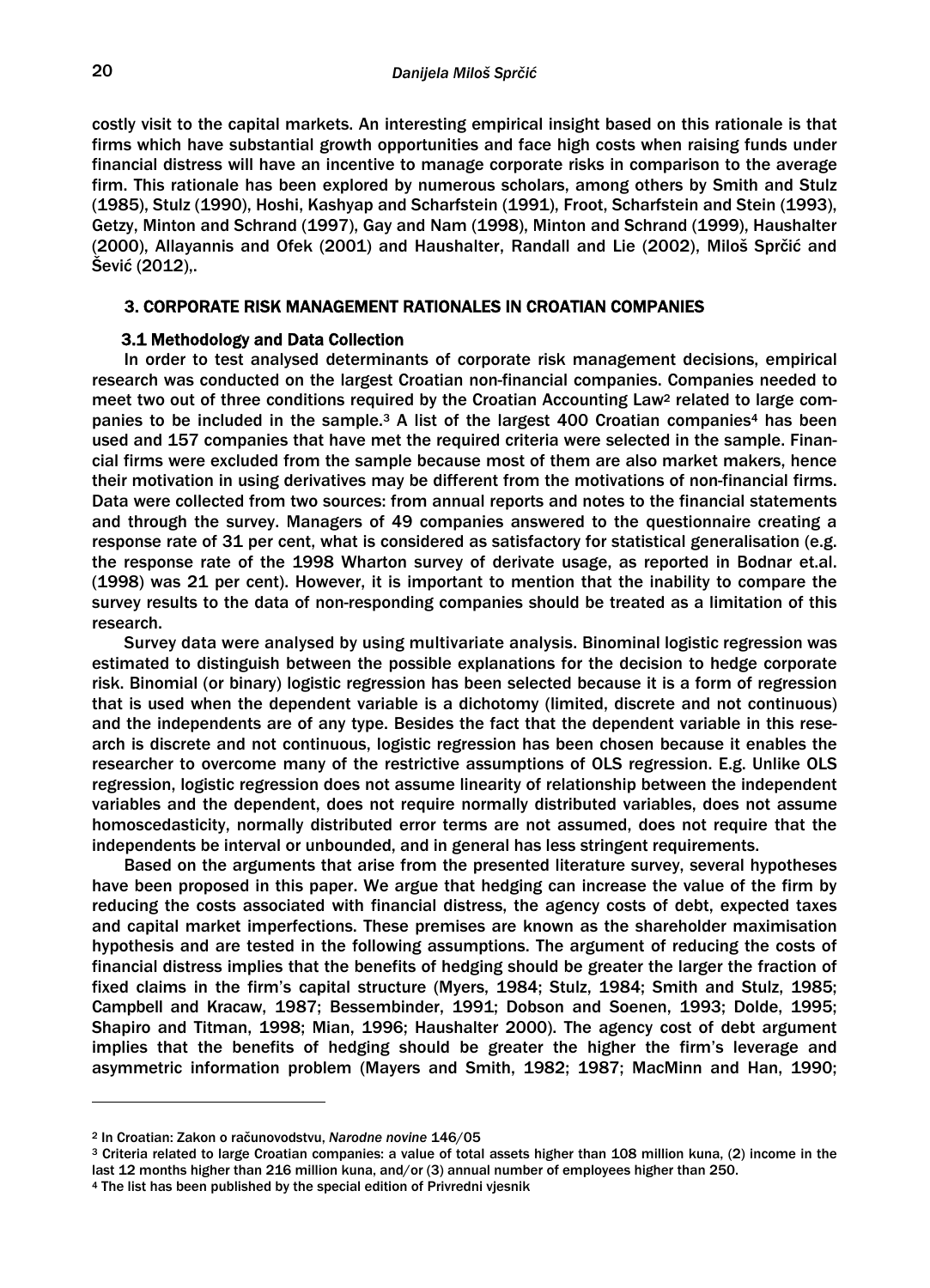costly visit to the capital markets. An interesting empirical insight based on this rationale is that firms which have substantial growth opportunities and face high costs when raising funds under financial distress will have an incentive to manage corporate risks in comparison to the average firm. This rationale has been explored by numerous scholars, among others by Smith and Stulz (1985), Stulz (1990), Hoshi, Kashyap and Scharfstein (1991), Froot, Scharfstein and Stein (1993), Getzy, Minton and Schrand (1997), Gay and Nam (1998), Minton and Schrand (1999), Haushalter (2000), Allayannis and Ofek (2001) and Haushalter, Randall and Lie (2002), Miloš Sprčić and Šević (2012),.

## 3. CORPORATE RISK MANAGEMENT RATIONALES IN CROATIAN COMPANIES

### 3.1 Methodology and Data Collection

In order to test analysed determinants of corporate risk management decisions, empirical research was conducted on the largest Croatian non-financial companies. Companies needed to meet two out of three conditions required by the Croatian Accounting Law[2] related to large companies to be included in the sample.[3] A list of the largest 400 Croatian companies[4] has been used and 157 companies that have met the required criteria were selected in the sample. Financial firms were excluded from the sample because most of them are also market makers, hence their motivation in using derivatives may be different from the motivations of non-financial firms. Data were collected from two sources: from annual reports and notes to the financial statements and through the survey. Managers of 49 companies answered to the questionnaire creating a response rate of 31 per cent, what is considered as satisfactory for statistical generalisation (e.g. the response rate of the 1998 Wharton survey of derivate usage, as reported in Bodnar et.al. (1998) was 21 per cent). However, it is important to mention that the inability to compare the survey results to the data of non-responding companies should be treated as a limitation of this research.

Survey data were analysed by using multivariate analysis. Binominal logistic regression was estimated to distinguish between the possible explanations for the decision to hedge corporate risk. Binomial (or binary) logistic regression has been selected because it is a form of regression that is used when the dependent variable is a dichotomy (limited, discrete and not continuous) and the independents are of any type. Besides the fact that the dependent variable in this research is discrete and not continuous, logistic regression has been chosen because it enables the researcher to overcome many of the restrictive assumptions of OLS regression. E.g. Unlike OLS regression, logistic regression does not assume linearity of relationship between the independent variables and the dependent, does not require normally distributed variables, does not assume homoscedasticity, normally distributed error terms are not assumed, does not require that the independents be interval or unbounded, and in general has less stringent requirements.

Based on the arguments that arise from the presented literature survey, several hypotheses have been proposed in this paper. We argue that hedging can increase the value of the firm by reducing the costs associated with financial distress, the agency costs of debt, expected taxes and capital market imperfections. These premises are known as the shareholder maximisation hypothesis and are tested in the following assumptions. The argument of reducing the costs of financial distress implies that the benefits of hedging should be greater the larger the fraction of fixed claims in the firm's capital structure (Myers, 1984; Stulz, 1984; Smith and Stulz, 1985; Campbell and Kracaw, 1987; Bessembinder, 1991; Dobson and Soenen, 1993; Dolde, 1995; Shapiro and Titman, 1998; Mian, 1996; Haushalter 2000). The agency cost of debt argument implies that the benefits of hedging should be greater the higher the firm's leverage and asymmetric information problem (Mayers and Smith, 1982; 1987; MacMinn and Han, 1990;

---

[2] In Croatian: Zakon o računovodstvu, *Narodne novine* 146/05

[3] Criteria related to large Croatian companies: a value of total assets higher than 108 million kuna, (2) income in the last 12 months higher than 216 million kuna, and/or (3) annual number of employees higher than 250.

[4] The list has been published by the special edition of Privredni vjesnik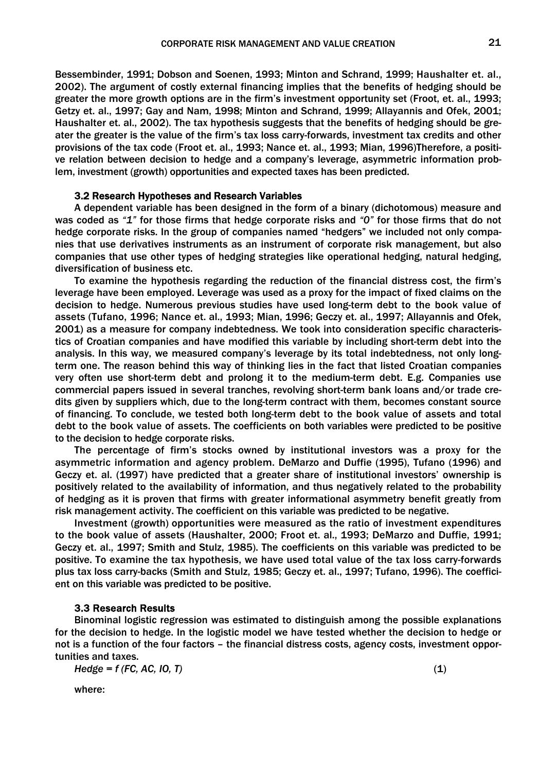Bessembinder, 1991; Dobson and Soenen, 1993; Minton and Schrand, 1999; Haushalter et. al., 2002). The argument of costly external financing implies that the benefits of hedging should be greater the more growth options are in the firm's investment opportunity set (Froot, et. al., 1993; Getzy et. al., 1997; Gay and Nam, 1998; Minton and Schrand, 1999; Allayannis and Ofek, 2001; Haushalter et. al., 2002). The tax hypothesis suggests that the benefits of hedging should be greater the greater is the value of the firm's tax loss carry-forwards, investment tax credits and other provisions of the tax code (Froot et. al., 1993; Nance et. al., 1993; Mian, 1996)Therefore, a positive relation between decision to hedge and a company's leverage, asymmetric information problem, investment (growth) opportunities and expected taxes has been predicted.

### 3.2 Research Hypotheses and Research Variables

A dependent variable has been designed in the form of a binary (dichotomous) measure and was coded as *"1"* for those firms that hedge corporate risks and *"0"* for those firms that do not hedge corporate risks. In the group of companies named "hedgers" we included not only companies that use derivatives instruments as an instrument of corporate risk management, but also companies that use other types of hedging strategies like operational hedging, natural hedging, diversification of business etc.

To examine the hypothesis regarding the reduction of the financial distress cost, the firm's leverage have been employed. Leverage was used as a proxy for the impact of fixed claims on the decision to hedge. Numerous previous studies have used long-term debt to the book value of assets (Tufano, 1996; Nance et. al., 1993; Mian, 1996; Geczy et. al., 1997; Allayannis and Ofek, 2001) as a measure for company indebtedness. We took into consideration specific characteristics of Croatian companies and have modified this variable by including short-term debt into the analysis. In this way, we measured company's leverage by its total indebtedness, not only long-term one. The reason behind this way of thinking lies in the fact that listed Croatian companies very often use short-term debt and prolong it to the medium-term debt. E.g. Companies use commercial papers issued in several tranches, revolving short-term bank loans and/or trade credits given by suppliers which, due to the long-term contract with them, becomes constant source of financing. To conclude, we tested both long-term debt to the book value of assets and total debt to the book value of assets. The coefficients on both variables were predicted to be positive to the decision to hedge corporate risks.

The percentage of firm's stocks owned by institutional investors was a proxy for the asymmetric information and agency problem. DeMarzo and Duffie (1995), Tufano (1996) and Geczy et. al. (1997) have predicted that a greater share of institutional investors' ownership is positively related to the availability of information, and thus negatively related to the probability of hedging as it is proven that firms with greater informational asymmetry benefit greatly from risk management activity. The coefficient on this variable was predicted to be negative.

Investment (growth) opportunities were measured as the ratio of investment expenditures to the book value of assets (Haushalter, 2000; Froot et. al., 1993; DeMarzo and Duffie, 1991; Geczy et. al., 1997; Smith and Stulz, 1985). The coefficients on this variable was predicted to be positive. To examine the tax hypothesis, we have used total value of the tax loss carry-forwards plus tax loss carry-backs (Smith and Stulz, 1985; Geczy et. al., 1997; Tufano, 1996). The coefficient on this variable was predicted to be positive.

### 3.3 Research Results

Binominal logistic regression was estimated to distinguish among the possible explanations for the decision to hedge. In the logistic model we have tested whether the decision to hedge or not is a function of the four factors – the financial distress costs, agency costs, investment opportunities and taxes.

$$Hedge = f\,(FC, AC, IO, T) \qquad (1)$$

where: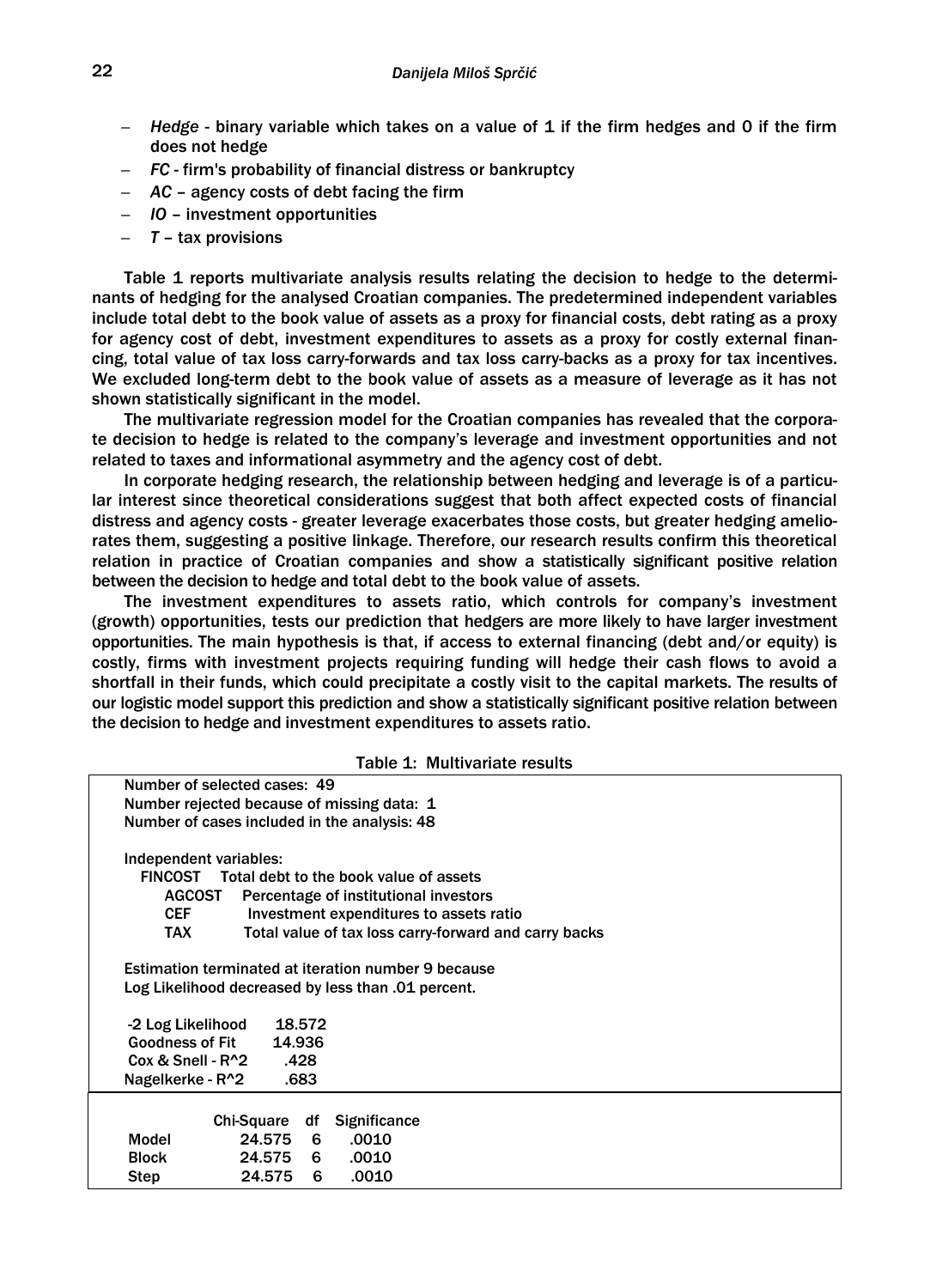- *Hedge* - binary variable which takes on a value of 1 if the firm hedges and 0 if the firm does not hedge
- *FC* - firm's probability of financial distress or bankruptcy
- *AC* – agency costs of debt facing the firm
- *IO* – investment opportunities
- *T* – tax provisions

Table 1 reports multivariate analysis results relating the decision to hedge to the determinants of hedging for the analysed Croatian companies. The predetermined independent variables include total debt to the book value of assets as a proxy for financial costs, debt rating as a proxy for agency cost of debt, investment expenditures to assets as a proxy for costly external financing, total value of tax loss carry-forwards and tax loss carry-backs as a proxy for tax incentives. We excluded long-term debt to the book value of assets as a measure of leverage as it has not shown statistically significant in the model.

The multivariate regression model for the Croatian companies has revealed that the corporate decision to hedge is related to the company's leverage and investment opportunities and not related to taxes and informational asymmetry and the agency cost of debt.

In corporate hedging research, the relationship between hedging and leverage is of a particular interest since theoretical considerations suggest that both affect expected costs of financial distress and agency costs - greater leverage exacerbates those costs, but greater hedging ameliorates them, suggesting a positive linkage. Therefore, our research results confirm this theoretical relation in practice of Croatian companies and show a statistically significant positive relation between the decision to hedge and total debt to the book value of assets.

The investment expenditures to assets ratio, which controls for company's investment (growth) opportunities, tests our prediction that hedgers are more likely to have larger investment opportunities. The main hypothesis is that, if access to external financing (debt and/or equity) is costly, firms with investment projects requiring funding will hedge their cash flows to avoid a shortfall in their funds, which could precipitate a costly visit to the capital markets. The results of our logistic model support this prediction and show a statistically significant positive relation between the decision to hedge and investment expenditures to assets ratio.

Table 1: Multivariate results

Number of selected cases: 49
Number rejected because of missing data: 1
Number of cases included in the analysis: 48

Independent variables:

| | |
|---|---|
| FINCOST | Total debt to the book value of assets |
| AGCOST | Percentage of institutional investors |
| CEF | Investment expenditures to assets ratio |
| TAX | Total value of tax loss carry-forward and carry backs |

Estimation terminated at iteration number 9 because
Log Likelihood decreased by less than .01 percent.

| | |
|---|---|
| -2 Log Likelihood | 18.572 |
| Goodness of Fit | 14.936 |
| Cox & Snell - R^2 | .428 |
| Nagelkerke - R^2 | .683 |

| | Chi-Square | df | Significance |
|---|---|---|---|
| Model | 24.575 | 6 | .0010 |
| Block | 24.575 | 6 | .0010 |
| Step | 24.575 | 6 | .0010 |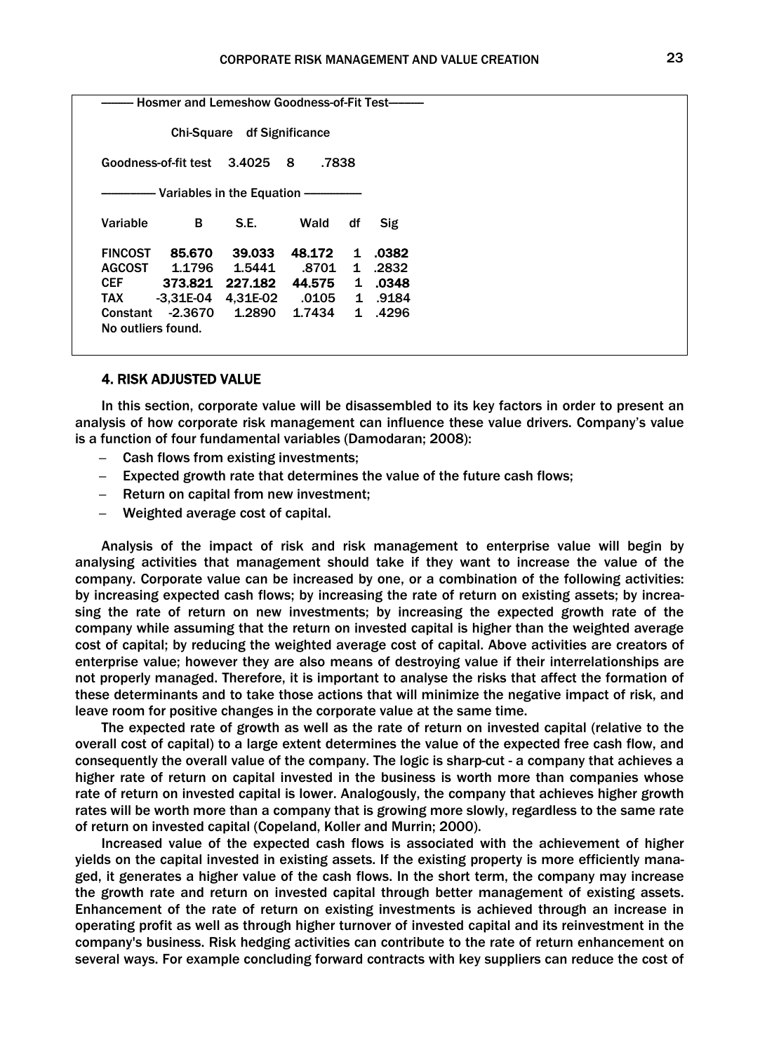——— Hosmer and Lemeshow Goodness-of-Fit Test———

| | Chi-Square | df | Significance |
|---|---|---|---|
| Goodness-of-fit test | 3.4025 | 8 | .7838 |

———— Variables in the Equation ————

| Variable | B | S.E. | Wald | df | Sig |
|---|---|---|---|---|---|
| **FINCOST** | **85.670** | **39.033** | **48.172** | **1** | **.0382** |
| AGCOST | 1.1796 | 1.5441 | .8701 | 1 | .2832 |
| **CEF** | **373.821** | **227.182** | **44.575** | **1** | **.0348** |
| TAX | -3,31E-04 | 4,31E-02 | .0105 | 1 | .9184 |
| Constant | -2.3670 | 1.2890 | 1.7434 | 1 | .4296 |

No outliers found.

## 4. RISK ADJUSTED VALUE

In this section, corporate value will be disassembled to its key factors in order to present an analysis of how corporate risk management can influence these value drivers. Company's value is a function of four fundamental variables (Damodaran; 2008):

- Cash flows from existing investments;
- Expected growth rate that determines the value of the future cash flows;
- Return on capital from new investment;
- Weighted average cost of capital.

Analysis of the impact of risk and risk management to enterprise value will begin by analysing activities that management should take if they want to increase the value of the company. Corporate value can be increased by one, or a combination of the following activities: by increasing expected cash flows; by increasing the rate of return on existing assets; by increasing the rate of return on new investments; by increasing the expected growth rate of the company while assuming that the return on invested capital is higher than the weighted average cost of capital; by reducing the weighted average cost of capital. Above activities are creators of enterprise value; however they are also means of destroying value if their interrelationships are not properly managed. Therefore, it is important to analyse the risks that affect the formation of these determinants and to take those actions that will minimize the negative impact of risk, and leave room for positive changes in the corporate value at the same time.

The expected rate of growth as well as the rate of return on invested capital (relative to the overall cost of capital) to a large extent determines the value of the expected free cash flow, and consequently the overall value of the company. The logic is sharp-cut - a company that achieves a higher rate of return on capital invested in the business is worth more than companies whose rate of return on invested capital is lower. Analogously, the company that achieves higher growth rates will be worth more than a company that is growing more slowly, regardless to the same rate of return on invested capital (Copeland, Koller and Murrin; 2000).

Increased value of the expected cash flows is associated with the achievement of higher yields on the capital invested in existing assets. If the existing property is more efficiently managed, it generates a higher value of the cash flows. In the short term, the company may increase the growth rate and return on invested capital through better management of existing assets. Enhancement of the rate of return on existing investments is achieved through an increase in operating profit as well as through higher turnover of invested capital and its reinvestment in the company's business. Risk hedging activities can contribute to the rate of return enhancement on several ways. For example concluding forward contracts with key suppliers can reduce the cost of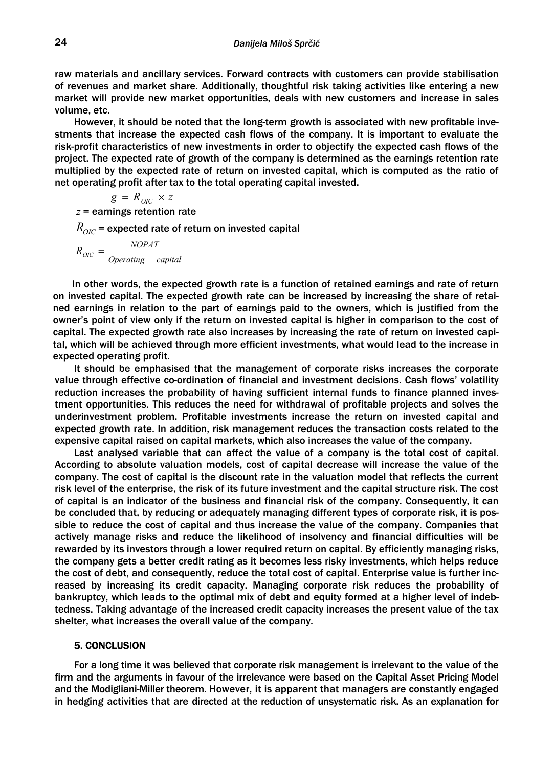raw materials and ancillary services. Forward contracts with customers can provide stabilisation of revenues and market share. Additionally, thoughtful risk taking activities like entering a new market will provide new market opportunities, deals with new customers and increase in sales volume, etc.

However, it should be noted that the long-term growth is associated with new profitable investments that increase the expected cash flows of the company. It is important to evaluate the risk-profit characteristics of new investments in order to objectify the expected cash flows of the project. The expected rate of growth of the company is determined as the earnings retention rate multiplied by the expected rate of return on invested capital, which is computed as the ratio of net operating profit after tax to the total operating capital invested.

$$g = R_{OIC} \times z$$

$z$ = earnings retention rate

$R_{OIC}$ = expected rate of return on invested capital

$$R_{OIC} = \frac{NOPAT}{Operating\_capital}$$

In other words, the expected growth rate is a function of retained earnings and rate of return on invested capital. The expected growth rate can be increased by increasing the share of retained earnings in relation to the part of earnings paid to the owners, which is justified from the owner's point of view only if the return on invested capital is higher in comparison to the cost of capital. The expected growth rate also increases by increasing the rate of return on invested capital, which will be achieved through more efficient investments, what would lead to the increase in expected operating profit.

It should be emphasised that the management of corporate risks increases the corporate value through effective co-ordination of financial and investment decisions. Cash flows' volatility reduction increases the probability of having sufficient internal funds to finance planned investment opportunities. This reduces the need for withdrawal of profitable projects and solves the underinvestment problem. Profitable investments increase the return on invested capital and expected growth rate. In addition, risk management reduces the transaction costs related to the expensive capital raised on capital markets, which also increases the value of the company.

Last analysed variable that can affect the value of a company is the total cost of capital. According to absolute valuation models, cost of capital decrease will increase the value of the company. The cost of capital is the discount rate in the valuation model that reflects the current risk level of the enterprise, the risk of its future investment and the capital structure risk. The cost of capital is an indicator of the business and financial risk of the company. Consequently, it can be concluded that, by reducing or adequately managing different types of corporate risk, it is possible to reduce the cost of capital and thus increase the value of the company. Companies that actively manage risks and reduce the likelihood of insolvency and financial difficulties will be rewarded by its investors through a lower required return on capital. By efficiently managing risks, the company gets a better credit rating as it becomes less risky investments, which helps reduce the cost of debt, and consequently, reduce the total cost of capital. Enterprise value is further increased by increasing its credit capacity. Managing corporate risk reduces the probability of bankruptcy, which leads to the optimal mix of debt and equity formed at a higher level of indebtedness. Taking advantage of the increased credit capacity increases the present value of the tax shelter, what increases the overall value of the company.

## 5. CONCLUSION

For a long time it was believed that corporate risk management is irrelevant to the value of the firm and the arguments in favour of the irrelevance were based on the Capital Asset Pricing Model and the Modigliani-Miller theorem. However, it is apparent that managers are constantly engaged in hedging activities that are directed at the reduction of unsystematic risk. As an explanation for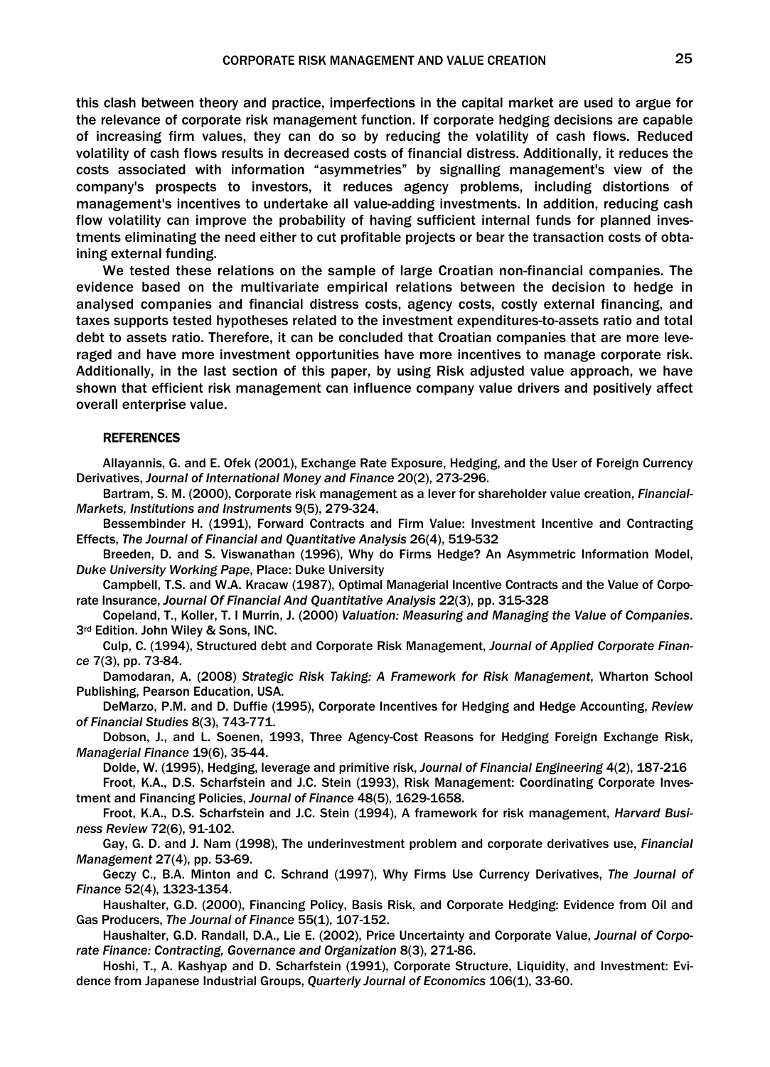this clash between theory and practice, imperfections in the capital market are used to argue for the relevance of corporate risk management function. If corporate hedging decisions are capable of increasing firm values, they can do so by reducing the volatility of cash flows. Reduced volatility of cash flows results in decreased costs of financial distress. Additionally, it reduces the costs associated with information "asymmetries" by signalling management's view of the company's prospects to investors, it reduces agency problems, including distortions of management's incentives to undertake all value-adding investments. In addition, reducing cash flow volatility can improve the probability of having sufficient internal funds for planned investments eliminating the need either to cut profitable projects or bear the transaction costs of obtaining external funding.

We tested these relations on the sample of large Croatian non-financial companies. The evidence based on the multivariate empirical relations between the decision to hedge in analysed companies and financial distress costs, agency costs, costly external financing, and taxes supports tested hypotheses related to the investment expenditures-to-assets ratio and total debt to assets ratio. Therefore, it can be concluded that Croatian companies that are more leveraged and have more investment opportunities have more incentives to manage corporate risk. Additionally, in the last section of this paper, by using Risk adjusted value approach, we have shown that efficient risk management can influence company value drivers and positively affect overall enterprise value.

## REFERENCES

Allayannis, G. and E. Ofek (2001), Exchange Rate Exposure, Hedging, and the User of Foreign Currency Derivatives, *Journal of International Money and Finance* 20(2), 273-296.

Bartram, S. M. (2000), Corporate risk management as a lever for shareholder value creation, *Financial-Markets, Institutions and Instruments* 9(5), 279-324.

Bessembinder H. (1991), Forward Contracts and Firm Value: Investment Incentive and Contracting Effects, *The Journal of Financial and Quantitative Analysis* 26(4), 519-532

Breeden, D. and S. Viswanathan (1996), Why do Firms Hedge? An Asymmetric Information Model, *Duke University Working Pape*, Place: Duke University

Campbell, T.S. and W.A. Kracaw (1987), Optimal Managerial Incentive Contracts and the Value of Corporate Insurance, *Journal Of Financial And Quantitative Analysis* 22(3), pp. 315-328

Copeland, T., Koller, T. I Murrin, J. (2000) *Valuation: Measuring and Managing the Value of Companies*. 3rd Edition. John Wiley & Sons, INC.

Culp, C. (1994), Structured debt and Corporate Risk Management, *Journal of Applied Corporate Finance* 7(3), pp. 73-84.

Damodaran, A. (2008) *Strategic Risk Taking: A Framework for Risk Management*, Wharton School Publishing, Pearson Education, USA.

DeMarzo, P.M. and D. Duffie (1995), Corporate Incentives for Hedging and Hedge Accounting, *Review of Financial Studies* 8(3), 743-771.

Dobson, J., and L. Soenen, 1993, Three Agency-Cost Reasons for Hedging Foreign Exchange Risk, *Managerial Finance* 19(6), 35-44.

Dolde, W. (1995), Hedging, leverage and primitive risk, *Journal of Financial Engineering* 4(2), 187-216

Froot, K.A., D.S. Scharfstein and J.C. Stein (1993), Risk Management: Coordinating Corporate Investment and Financing Policies, *Journal of Finance* 48(5), 1629-1658.

Froot, K.A., D.S. Scharfstein and J.C. Stein (1994), A framework for risk management, *Harvard Business Review* 72(6), 91-102.

Gay, G. D. and J. Nam (1998), The underinvestment problem and corporate derivatives use, *Financial Management* 27(4), pp. 53-69.

Geczy C., B.A. Minton and C. Schrand (1997), Why Firms Use Currency Derivatives, *The Journal of Finance* 52(4), 1323-1354.

Haushalter, G.D. (2000), Financing Policy, Basis Risk, and Corporate Hedging: Evidence from Oil and Gas Producers, *The Journal of Finance* 55(1), 107-152.

Haushalter, G.D. Randall, D.A., Lie E. (2002), Price Uncertainty and Corporate Value, *Journal of Corporate Finance: Contracting, Governance and Organization* 8(3), 271-86.

Hoshi, T., A. Kashyap and D. Scharfstein (1991), Corporate Structure, Liquidity, and Investment: Evidence from Japanese Industrial Groups, *Quarterly Journal of Economics* 106(1), 33-60.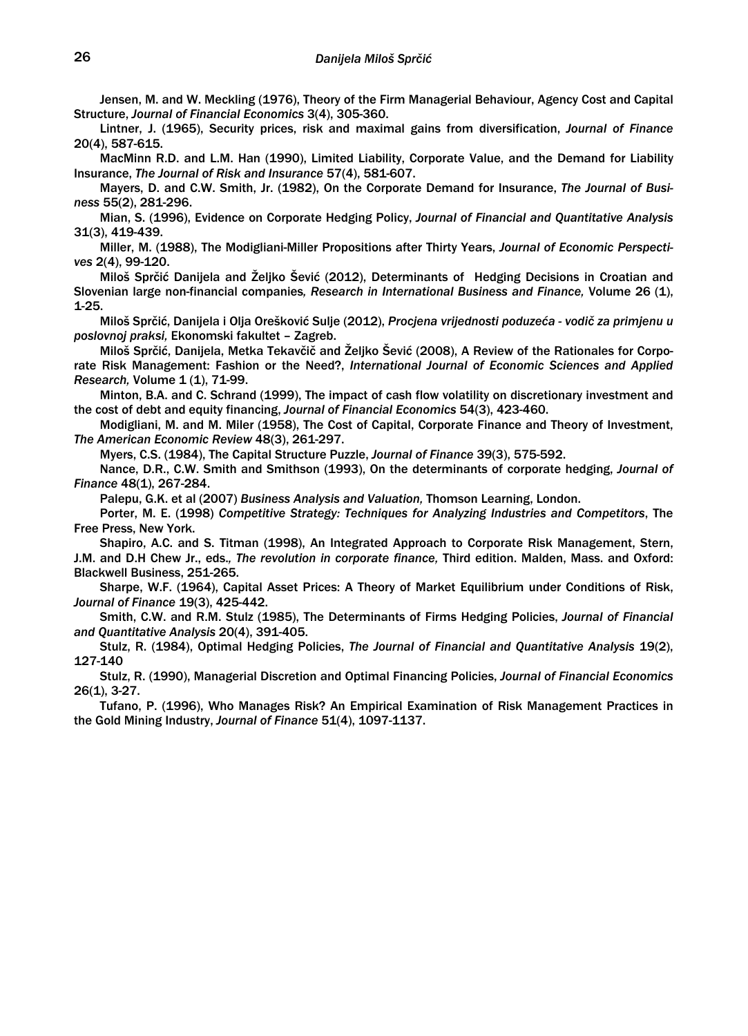Jensen, M. and W. Meckling (1976), Theory of the Firm Managerial Behaviour, Agency Cost and Capital Structure, *Journal of Financial Economics* 3(4), 305-360.

Lintner, J. (1965), Security prices, risk and maximal gains from diversification, *Journal of Finance* 20(4), 587-615.

MacMinn R.D. and L.M. Han (1990), Limited Liability, Corporate Value, and the Demand for Liability Insurance, *The Journal of Risk and Insurance* 57(4), 581-607.

Mayers, D. and C.W. Smith, Jr. (1982), On the Corporate Demand for Insurance, *The Journal of Business* 55(2), 281-296.

Mian, S. (1996), Evidence on Corporate Hedging Policy, *Journal of Financial and Quantitative Analysis* 31(3), 419-439.

Miller, M. (1988), The Modigliani-Miller Propositions after Thirty Years, *Journal of Economic Perspectives* 2(4), 99-120.

Miloš Sprčić Danijela and Željko Šević (2012), Determinants of Hedging Decisions in Croatian and Slovenian large non-financial companies*, Research in International Business and Finance,* Volume 26 (1), 1-25.

Miloš Sprčić, Danijela i Olja Orešković Sulje (2012), *Procjena vrijednosti poduzeća - vodič za primjenu u poslovnoj praksi,* Ekonomski fakultet – Zagreb.

Miloš Sprčić, Danijela, Metka Tekavčič and Željko Šević (2008), A Review of the Rationales for Corporate Risk Management: Fashion or the Need?, *International Journal of Economic Sciences and Applied Research,* Volume 1 (1), 71-99.

Minton, B.A. and C. Schrand (1999), The impact of cash flow volatility on discretionary investment and the cost of debt and equity financing, *Journal of Financial Economics* 54(3), 423-460.

Modigliani, M. and M. Miler (1958), The Cost of Capital, Corporate Finance and Theory of Investment, *The American Economic Review* 48(3), 261-297.

Myers, C.S. (1984), The Capital Structure Puzzle, *Journal of Finance* 39(3), 575-592.

Nance, D.R., C.W. Smith and Smithson (1993), On the determinants of corporate hedging, *Journal of Finance* 48(1), 267-284.

Palepu, G.K. et al (2007) *Business Analysis and Valuation,* Thomson Learning, London.

Porter, M. E. (1998) *Competitive Strategy: Techniques for Analyzing Industries and Competitors*, The Free Press, New York.

Shapiro, A.C. and S. Titman (1998), An Integrated Approach to Corporate Risk Management, Stern, J.M. and D.H Chew Jr., eds*., The revolution in corporate finance,* Third edition. Malden, Mass. and Oxford: Blackwell Business, 251-265.

Sharpe, W.F. (1964), Capital Asset Prices: A Theory of Market Equilibrium under Conditions of Risk, *Journal of Finance* 19(3), 425-442.

Smith, C.W. and R.M. Stulz (1985), The Determinants of Firms Hedging Policies, *Journal of Financial and Quantitative Analysis* 20(4), 391-405.

Stulz, R. (1984), Optimal Hedging Policies, *The Journal of Financial and Quantitative Analysis* 19(2), 127-140

Stulz, R. (1990), Managerial Discretion and Optimal Financing Policies, *Journal of Financial Economics* 26(1), 3-27.

Tufano, P. (1996), Who Manages Risk? An Empirical Examination of Risk Management Practices in the Gold Mining Industry, *Journal of Finance* 51(4), 1097-1137.